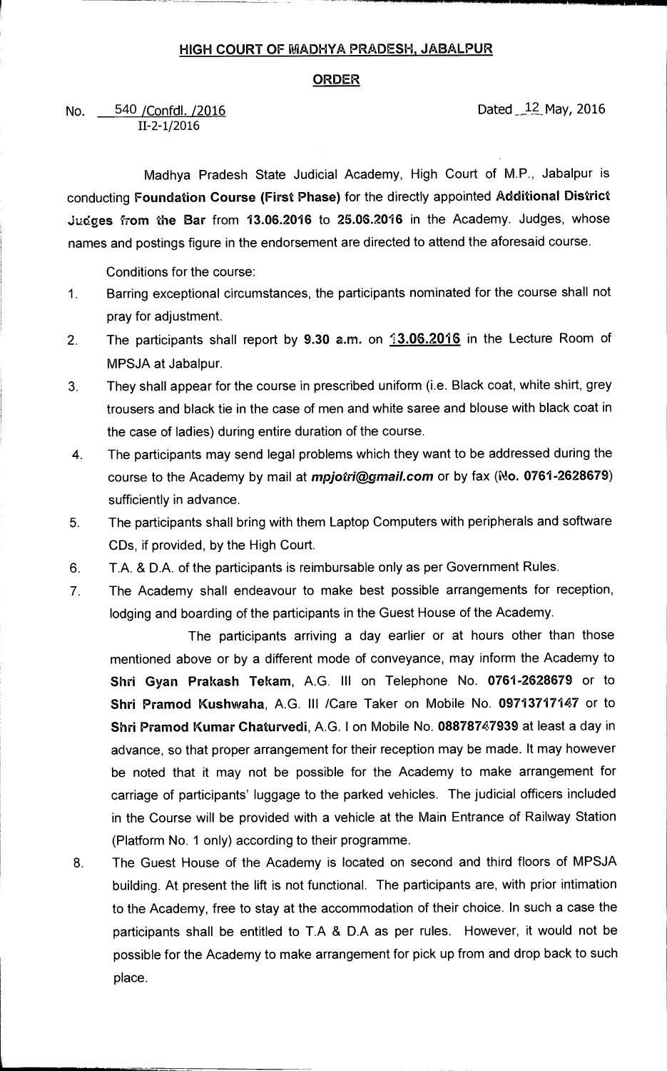## HIGH COURT OF MADHYA PRADESH, JABALPUR

### ORDER

No. 540 /Confdl. /2016
II-2-1/2016

Dated 12 May, 2016

Madhya Pradesh State Judicial Academy, High Court of M.P., Jabalpur is conducting **Foundation Course (First Phase)** for the directly appointed **Additional District Judges from the Bar** from **13.06.2016** to **25.06.2016** in the Academy. Judges, whose names and postings figure in the endorsement are directed to attend the aforesaid course.

Conditions for the course:

1. Barring exceptional circumstances, the participants nominated for the course shall not pray for adjustment.
2. The participants shall report by **9.30 a.m.** on **13.06.2016** in the Lecture Room of MPSJA at Jabalpur.
3. They shall appear for the course in prescribed uniform (i.e. Black coat, white shirt, grey trousers and black tie in the case of men and white saree and blouse with black coat in the case of ladies) during entire duration of the course.
4. The participants may send legal problems which they want to be addressed during the course to the Academy by mail at ***mpjotri@gmail.com*** or by fax (**No. 0761-2628679**) sufficiently in advance.
5. The participants shall bring with them Laptop Computers with peripherals and software CDs, if provided, by the High Court.
6. T.A. & D.A. of the participants is reimbursable only as per Government Rules.
7. The Academy shall endeavour to make best possible arrangements for reception, lodging and boarding of the participants in the Guest House of the Academy.

   The participants arriving a day earlier or at hours other than those mentioned above or by a different mode of conveyance, may inform the Academy to **Shri Gyan Prakash Tekam**, A.G. III on Telephone No. **0761-2628679** or to **Shri Pramod Kushwaha**, A.G. III /Care Taker on Mobile No. **09713717147** or to **Shri Pramod Kumar Chaturvedi**, A.G. I on Mobile No. **08878747939** at least a day in advance, so that proper arrangement for their reception may be made. It may however be noted that it may not be possible for the Academy to make arrangement for carriage of participants' luggage to the parked vehicles. The judicial officers included in the Course will be provided with a vehicle at the Main Entrance of Railway Station (Platform No. 1 only) according to their programme.
8. The Guest House of the Academy is located on second and third floors of MPSJA building. At present the lift is not functional. The participants are, with prior intimation to the Academy, free to stay at the accommodation of their choice. In such a case the participants shall be entitled to T.A & D.A as per rules. However, it would not be possible for the Academy to make arrangement for pick up from and drop back to such place.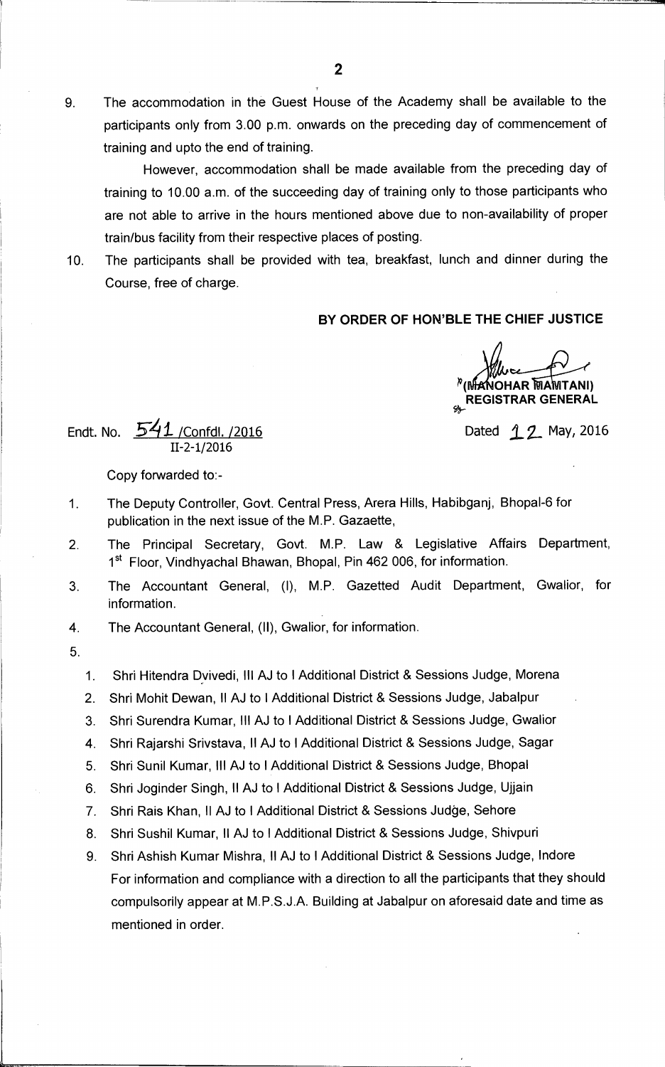9. The accommodation in the Guest House of the Academy shall be available to the participants only from 3.00 p.m. onwards on the preceding day of commencement of training and upto the end of training.

   However, accommodation shall be made available from the preceding day of training to 10.00 a.m. of the succeeding day of training only to those participants who are not able to arrive in the hours mentioned above due to non-availability of proper train/bus facility from their respective places of posting.

10. The participants shall be provided with tea, breakfast, lunch and dinner during the Course, free of charge.

**BY ORDER OF HON'BLE THE CHIEF JUSTICE**

**(MANOHAR MAMTANI)**
**REGISTRAR GENERAL**

Endt. No. 541 /Confdl. /2016
II-2-1/2016

Dated 12 May, 2016

Copy forwarded to:-

1. The Deputy Controller, Govt. Central Press, Arera Hills, Habibganj, Bhopal-6 for publication in the next issue of the M.P. Gazaette,
2. The Principal Secretary, Govt. M.P. Law & Legislative Affairs Department, 1st Floor, Vindhyachal Bhawan, Bhopal, Pin 462 006, for information.
3. The Accountant General, (I), M.P. Gazetted Audit Department, Gwalior, for information.
4. The Accountant General, (II), Gwalior, for information.
5.
   1. Shri Hitendra Dvivedi, III AJ to I Additional District & Sessions Judge, Morena
   2. Shri Mohit Dewan, II AJ to I Additional District & Sessions Judge, Jabalpur
   3. Shri Surendra Kumar, III AJ to I Additional District & Sessions Judge, Gwalior
   4. Shri Rajarshi Srivstava, II AJ to I Additional District & Sessions Judge, Sagar
   5. Shri Sunil Kumar, III AJ to I Additional District & Sessions Judge, Bhopal
   6. Shri Joginder Singh, II AJ to I Additional District & Sessions Judge, Ujjain
   7. Shri Rais Khan, II AJ to I Additional District & Sessions Judge, Sehore
   8. Shri Sushil Kumar, II AJ to I Additional District & Sessions Judge, Shivpuri
   9. Shri Ashish Kumar Mishra, II AJ to I Additional District & Sessions Judge, Indore

   For information and compliance with a direction to all the participants that they should compulsorily appear at M.P.S.J.A. Building at Jabalpur on aforesaid date and time as mentioned in order.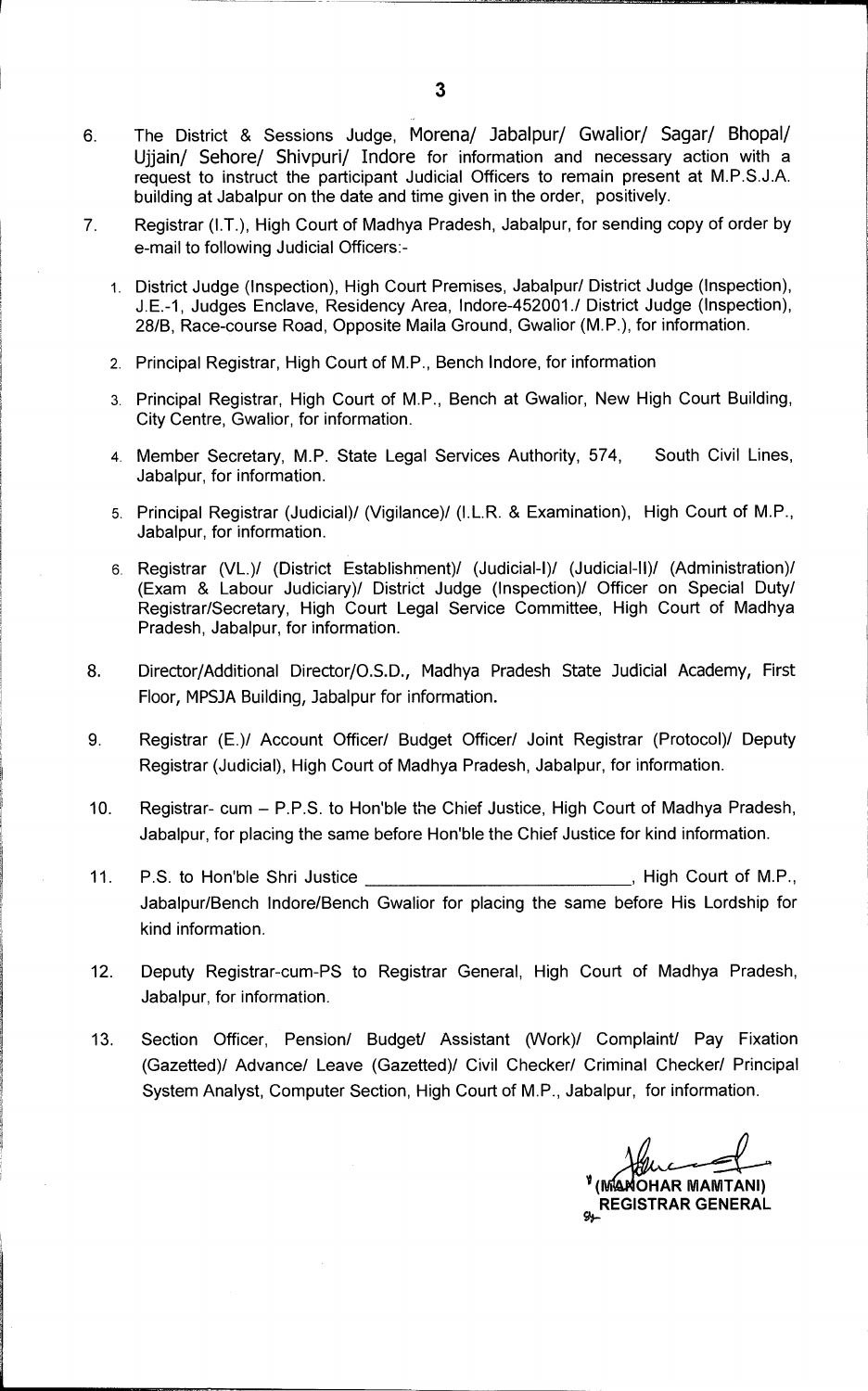6. The District & Sessions Judge, Morena/ Jabalpur/ Gwalior/ Sagar/ Bhopal/ Ujjain/ Sehore/ Shivpuri/ Indore for information and necessary action with a request to instruct the participant Judicial Officers to remain present at M.P.S.J.A. building at Jabalpur on the date and time given in the order, positively.

7. Registrar (I.T.), High Court of Madhya Pradesh, Jabalpur, for sending copy of order by e-mail to following Judicial Officers:-

    1. District Judge (Inspection), High Court Premises, Jabalpur/ District Judge (Inspection), J.E.-1, Judges Enclave, Residency Area, Indore-452001./ District Judge (Inspection), 28/B, Race-course Road, Opposite Maila Ground, Gwalior (M.P.), for information.
    2. Principal Registrar, High Court of M.P., Bench Indore, for information
    3. Principal Registrar, High Court of M.P., Bench at Gwalior, New High Court Building, City Centre, Gwalior, for information.
    4. Member Secretary, M.P. State Legal Services Authority, 574, South Civil Lines, Jabalpur, for information.
    5. Principal Registrar (Judicial)/ (Vigilance)/ (I.L.R. & Examination), High Court of M.P., Jabalpur, for information.
    6. Registrar (VL.)/ (District Establishment)/ (Judicial-I)/ (Judicial-II)/ (Administration)/ (Exam & Labour Judiciary)/ District Judge (Inspection)/ Officer on Special Duty/ Registrar/Secretary, High Court Legal Service Committee, High Court of Madhya Pradesh, Jabalpur, for information.

8. Director/Additional Director/O.S.D., Madhya Pradesh State Judicial Academy, First Floor, MPSJA Building, Jabalpur for information.

9. Registrar (E.)/ Account Officer/ Budget Officer/ Joint Registrar (Protocol)/ Deputy Registrar (Judicial), High Court of Madhya Pradesh, Jabalpur, for information.

10. Registrar- cum – P.P.S. to Hon'ble the Chief Justice, High Court of Madhya Pradesh, Jabalpur, for placing the same before Hon'ble the Chief Justice for kind information.

11. P.S. to Hon'ble Shri Justice ____________________________, High Court of M.P., Jabalpur/Bench Indore/Bench Gwalior for placing the same before His Lordship for kind information.

12. Deputy Registrar-cum-PS to Registrar General, High Court of Madhya Pradesh, Jabalpur, for information.

13. Section Officer, Pension/ Budget/ Assistant (Work)/ Complaint/ Pay Fixation (Gazetted)/ Advance/ Leave (Gazetted)/ Civil Checker/ Criminal Checker/ Principal System Analyst, Computer Section, High Court of M.P., Jabalpur, for information.

(MANOHAR MAMTANI)
**REGISTRAR GENERAL**